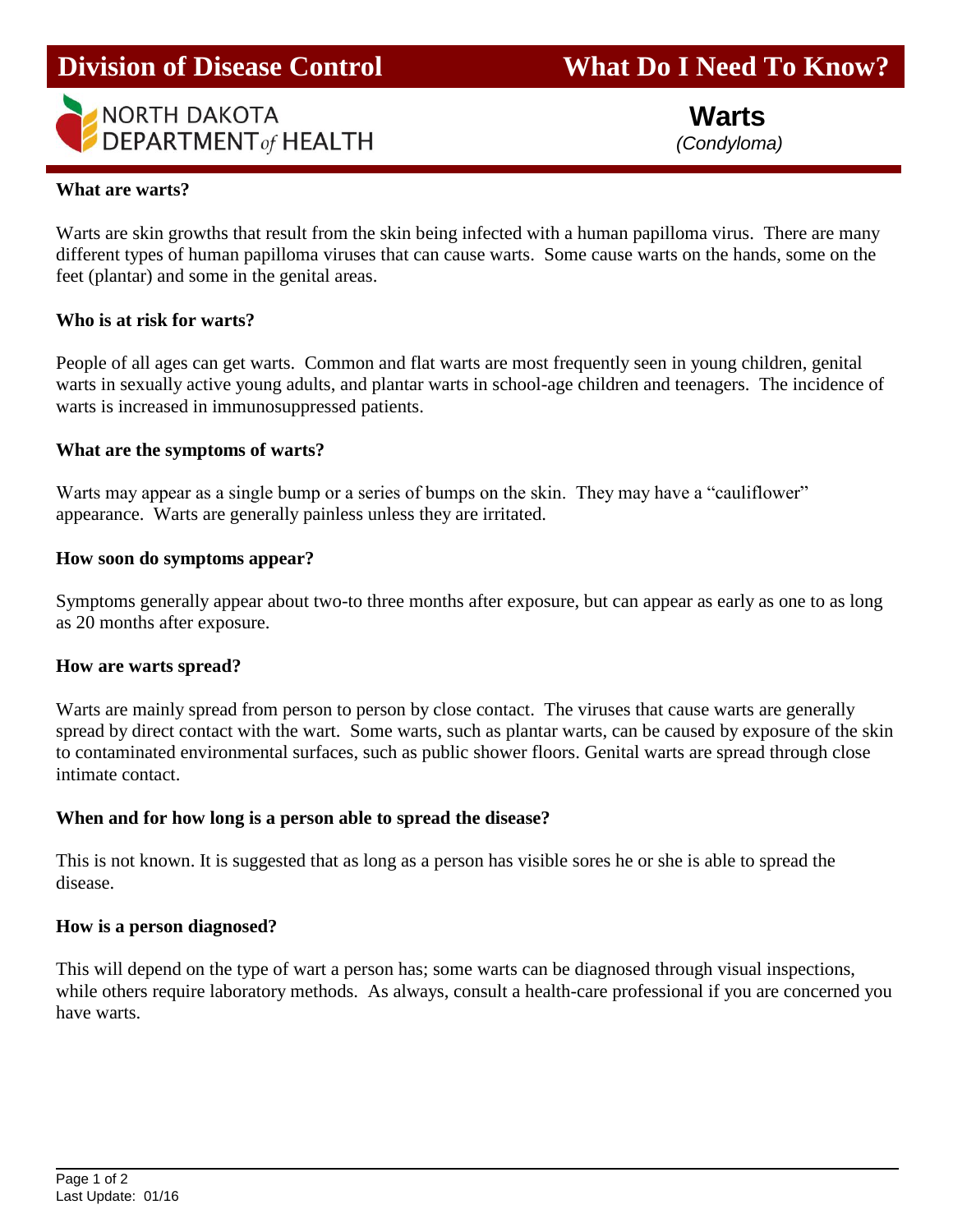# Division of Discase Control — What Do I Need To Know?

NORTH DAKOTA DEPARTMENT *of* HEALTH

## Warts

*(Condyloma)*

### What are warts?

Warts are skin growths that result from the skin being infected with a human papilloma virus. There are many different types of human papilloma viruses that can cause warts. Some cause warts on the hands, some on the feet (plantar) and some in the genital areas.

### Who is at risk for warts?

People of all ages can get warts. Common and flat warts are most frequently seen in young children, genital warts in sexually active young adults, and plantar warts in school-age children and teenagers. The incidence of warts is increased in immunosuppressed patients.

### What are the symptoms of warts?

Warts may appear as a single bump or a series of bumps on the skin. They may have a "cauliflower" appearance. Warts are generally painless unless they are irritated.

### How soon do symptoms appear?

Symptoms generally appear about two-to three months after exposure, but can appear as early as one to as long as 20 months after exposure.

### How are warts spread?

Warts are mainly spread from person to person by close contact. The viruses that cause warts are generally spread by direct contact with the wart. Some warts, such as plantar warts, can be caused by exposure of the skin to contaminated environmental surfaces, such as public shower floors. Genital warts are spread through close intimate contact.

### When and for how long is a person able to spread the disease?

This is not known. It is suggested that as long as a person has visible sores he or she is able to spread the disease.

### How is a person diagnosed?

This will depend on the type of wart a person has; some warts can be diagnosed through visual inspections, while others require laboratory methods. As always, consult a health-care professional if you are concerned you have warts.

Last Update: 01/16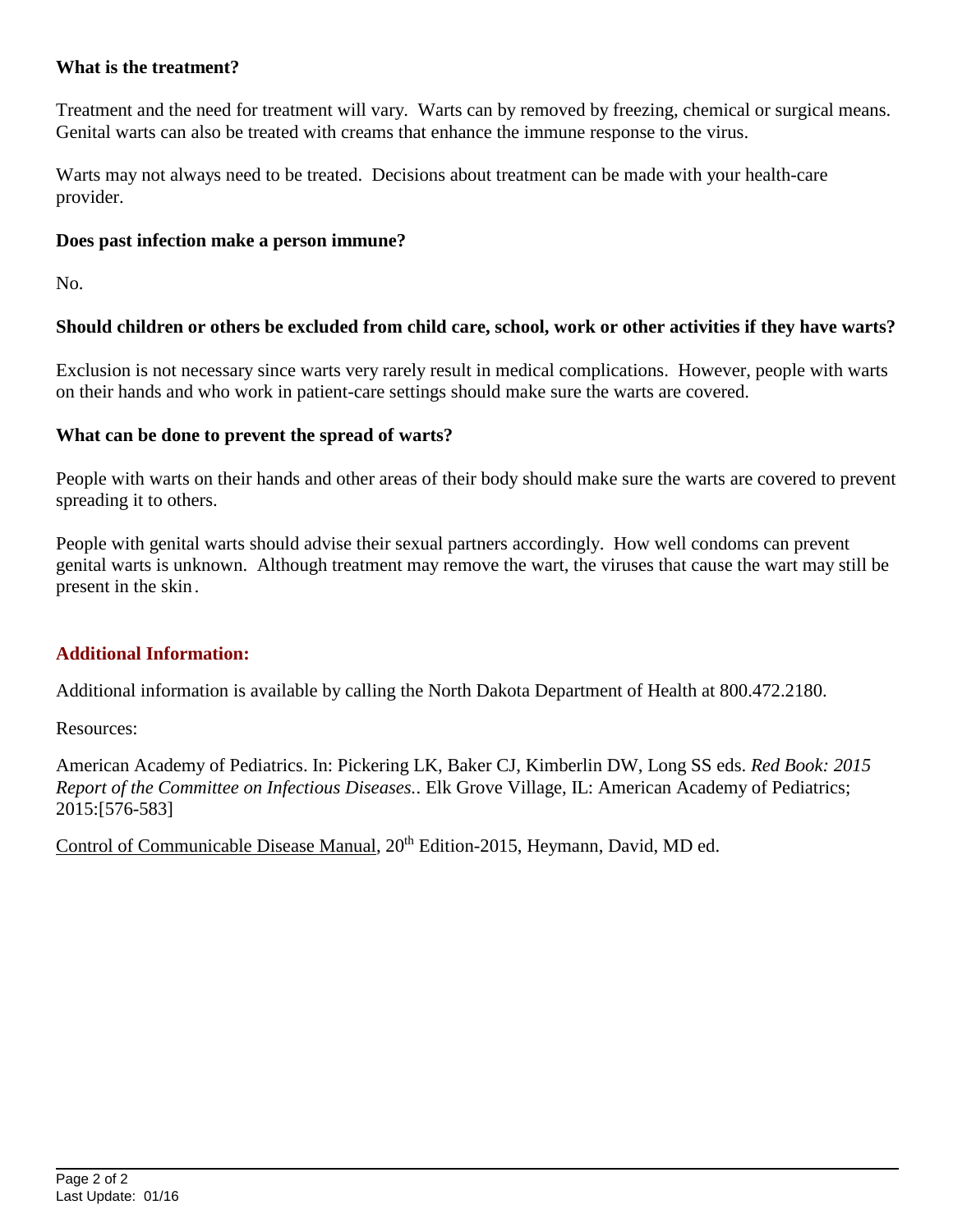### What is the treatment?

Treatment and the need for treatment will vary. Warts can by removed by freezing, chemical or surgical means. Genital warts can also be treated with creams that enhance the immune response to the virus.

Warts may not always need to be treated. Decisions about treatment can be made with your health-care provider.

### Does past infection make a person immune?

No.

### Should children or others be excluded from child care, school, work or other activities if they have warts?

Exclusion is not necessary since warts very rarely result in medical complications. However, people with warts on their hands and who work in patient-care settings should make sure the warts are covered.

### What can be done to prevent the spread of warts?

People with warts on their hands and other areas of their body should make sure the warts are covered to prevent spreading it to others.

People with genital warts should advise their sexual partners accordingly. How well condoms can prevent genital warts is unknown. Although treatment may remove the wart, the viruses that cause the wart may still be present in the skin.

## Additional Information:

Additional information is available by calling the North Dakota Department of Health at 800.472.2180.

Resources:

American Academy of Pediatrics. In: Pickering LK, Baker CJ, Kimberlin DW, Long SS eds. *Red Book: 2015 Report of the Committee on Infectious Diseases.*. Elk Grove Village, IL: American Academy of Pediatrics; 2015:[576-583]

Control of Communicable Disease Manual, 20th Edition-2015, Heymann, David, MD ed.

Last Update: 01/16